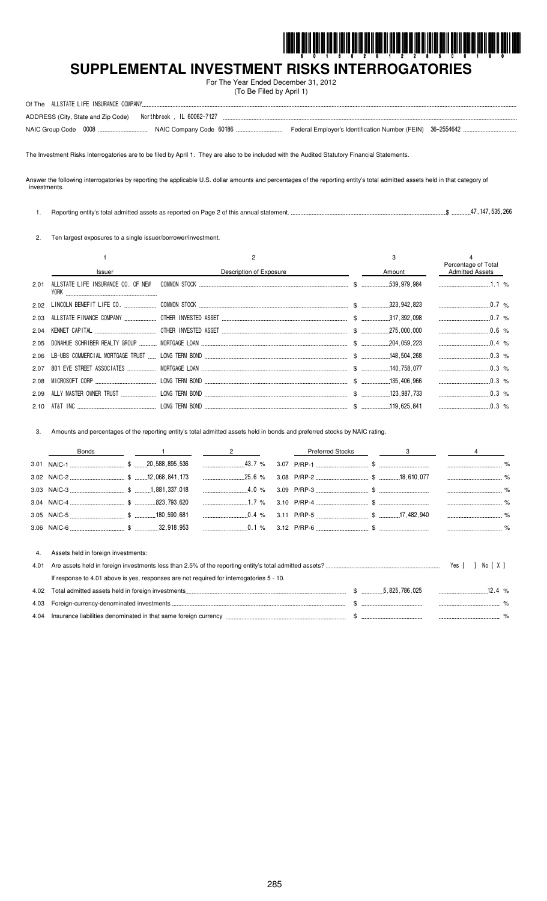# SUPPLEMENTAL INVESTMENT RISKS INTERROGATORIES

For The Year Ended December 31, 2012
(To Be Filed by April 1)

Of The ALLSTATE LIFE INSURANCE COMPANY

ADDRESS (City, State and Zip Code) Northbrook , IL 60062-7127

NAIC Group Code 0008 NAIC Company Code 60186 Federal Employer's Identification Number (FEIN) 36-2554642

The Investment Risks Interrogatories are to be filed by April 1. They are also to be included with the Audited Statutory Financial Statements.

Answer the following interrogatories by reporting the applicable U.S. dollar amounts and percentages of the reporting entity's total admitted assets held in that category of investments.

1. Reporting entity's total admitted assets as reported on Page 2 of this annual statement. $ 47,147,535,266

2. Ten largest exposures to a single issuer/borrower/investment.

| | 1<br>Issuer | 2<br>Description of Exposure | 3<br>Amount | 4<br>Percentage of Total Admitted Assets |
|---|---|---|---|---|
| 2.01 | ALLSTATE LIFE INSURANCE CO. OF NEW YORK | COMMON STOCK | $ 539,979,984 | 1.1 % |
| 2.02 | LINCOLN BENEFIT LIFE CO. | COMMON STOCK | $ 323,942,823 | 0.7 % |
| 2.03 | ALLSTATE FINANCE COMPANY | OTHER INVESTED ASSET | $ 317,392,098 | 0.7 % |
| 2.04 | KENNET CAPITAL | OTHER INVESTED ASSET | $ 275,000,000 | 0.6 % |
| 2.05 | DONAHUE SCHRIBER REALTY GROUP | MORTGAGE LOAN | $ 204,059,223 | 0.4 % |
| 2.06 | LB-UBS COMMERCIAL MORTGAGE TRUST | LONG TERM BOND | $ 148,504,268 | 0.3 % |
| 2.07 | 801 EYE STREET ASSOCIATES | MORTGAGE LOAN | $ 140,758,077 | 0.3 % |
| 2.08 | MICROSOFT CORP | LONG TERM BOND | $ 135,406,966 | 0.3 % |
| 2.09 | ALLY MASTER OWNER TRUST | LONG TERM BOND | $ 123,987,733 | 0.3 % |
| 2.10 | AT&T INC | LONG TERM BOND | $ 119,625,841 | 0.3 % |

3. Amounts and percentages of the reporting entity's total admitted assets held in bonds and preferred stocks by NAIC rating.

| Bonds | 1 | 2 | Preferred Stocks | 3 | 4 |
|---|---|---|---|---|---|
| 3.01 NAIC-1 | $ 20,588,895,536 | 43.7 % | 3.07 P/RP-1 | $ | % |
| 3.02 NAIC-2 | $ 12,068,841,173 | 25.6 % | 3.08 P/RP-2 | $ 18,610,077 | % |
| 3.03 NAIC-3 | $ 1,881,337,018 | 4.0 % | 3.09 P/RP-3 | $ | % |
| 3.04 NAIC-4 | $ 823,793,620 | 1.7 % | 3.10 P/RP-4 | $ | % |
| 3.05 NAIC-5 | $ 180,590,681 | 0.4 % | 3.11 P/RP-5 | $ 17,482,940 | % |
| 3.06 NAIC-6 | $ 32,918,953 | 0.1 % | 3.12 P/RP-6 | $ | % |

4. Assets held in foreign investments:

4.01 Are assets held in foreign investments less than 2.5% of the reporting entity's total admitted assets? Yes [ ] No [ X ]

If response to 4.01 above is yes, responses are not required for interrogatories 5 - 10.

| | | | |
|---|---|---|---|
| 4.02 | Total admitted assets held in foreign investments | $ 5,825,786,025 | 12.4 % |
| 4.03 | Foreign-currency-denominated investments | $ | % |
| 4.04 | Insurance liabilities denominated in that same foreign currency | $ | % |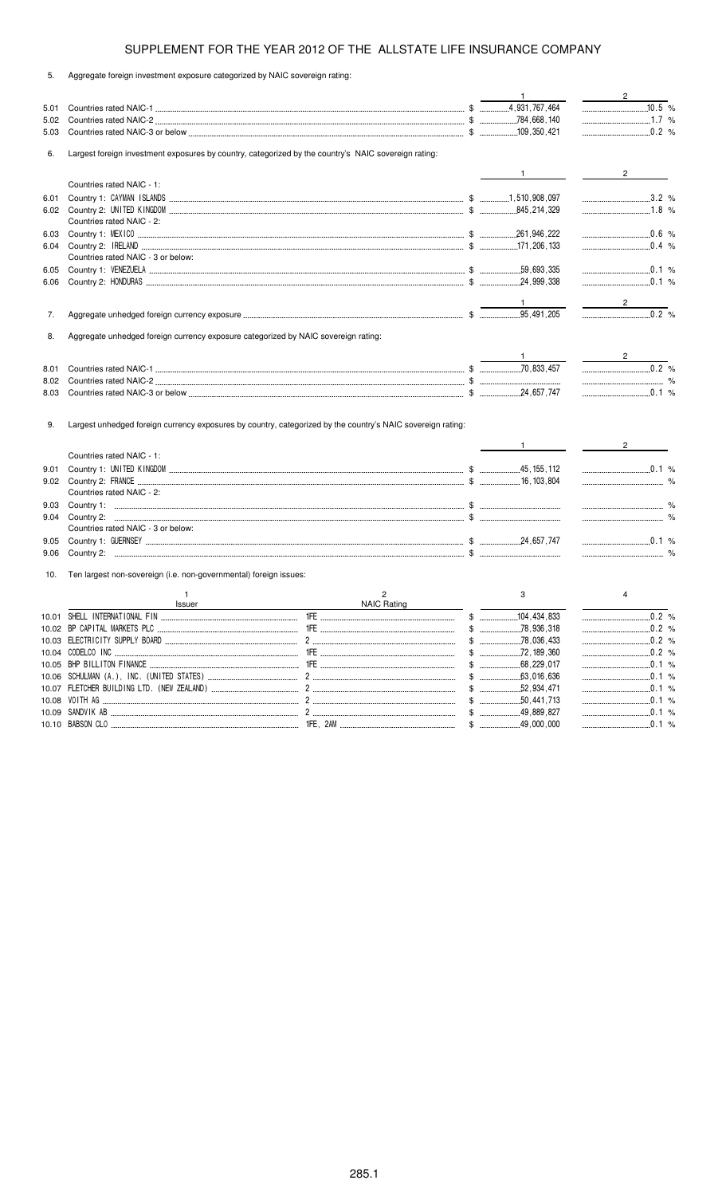# SUPPLEMENT FOR THE YEAR 2012 OF THE ALLSTATE LIFE INSURANCE COMPANY

5. Aggregate foreign investment exposure categorized by NAIC sovereign rating:

| | | 1 | 2 |
|---|---|---|---|
| 5.01 | Countries rated NAIC-1 | $ 4,931,767,464 | 10.5 % |
| 5.02 | Countries rated NAIC-2 | $ 784,668,140 | 1.7 % |
| 5.03 | Countries rated NAIC-3 or below | $ 109,350,421 | 0.2 % |

6. Largest foreign investment exposures by country, categorized by the country's NAIC sovereign rating:

| | | 1 | 2 |
|---|---|---|---|
| | Countries rated NAIC - 1: | | |
| 6.01 | Country 1: CAYMAN ISLANDS | $ 1,510,908,097 | 3.2 % |
| 6.02 | Country 2: UNITED KINGDOM | $ 845,214,329 | 1.8 % |
| | Countries rated NAIC - 2: | | |
| 6.03 | Country 1: MEXICO | $ 261,946,222 | 0.6 % |
| 6.04 | Country 2: IRELAND | $ 171,206,133 | 0.4 % |
| | Countries rated NAIC - 3 or below: | | |
| 6.05 | Country 1: VENEZUELA | $ 59,693,335 | 0.1 % |
| 6.06 | Country 2: HONDURAS | $ 24,999,338 | 0.1 % |

| | | 1 | 2 |
|---|---|---|---|
| 7. | Aggregate unhedged foreign currency exposure | $ 95,491,205 | 0.2 % |

8. Aggregate unhedged foreign currency exposure categorized by NAIC sovereign rating:

| | | 1 | 2 |
|---|---|---|---|
| 8.01 | Countries rated NAIC-1 | $ 70,833,457 | 0.2 % |
| 8.02 | Countries rated NAIC-2 | $ | % |
| 8.03 | Countries rated NAIC-3 or below | $ 24,657,747 | 0.1 % |

9. Largest unhedged foreign currency exposures by country, categorized by the country's NAIC sovereign rating:

| | | 1 | 2 |
|---|---|---|---|
| | Countries rated NAIC - 1: | | |
| 9.01 | Country 1: UNITED KINGDOM | $ 45,155,112 | 0.1 % |
| 9.02 | Country 2: FRANCE | $ 16,103,804 | % |
| | Countries rated NAIC - 2: | | |
| 9.03 | Country 1: | $ | % |
| 9.04 | Country 2: | $ | % |
| | Countries rated NAIC - 3 or below: | | |
| 9.05 | Country 1: GUERNSEY | $ 24,657,747 | 0.1 % |
| 9.06 | Country 2: | $ | % |

10. Ten largest non-sovereign (i.e. non-governmental) foreign issues:

| | 1<br>Issuer | 2<br>NAIC Rating | 3 | 4 |
|---|---|---|---|---|
| 10.01 | SHELL INTERNATIONAL FIN | 1FE | $ 104,434,833 | 0.2 % |
| 10.02 | BP CAPITAL MARKETS PLC | 1FE | $ 78,936,318 | 0.2 % |
| 10.03 | ELECTRICITY SUPPLY BOARD | 2 | $ 78,036,433 | 0.2 % |
| 10.04 | CODELCO INC | 1FE | $ 72,189,360 | 0.2 % |
| 10.05 | BHP BILLITON FINANCE | 1FE | $ 68,229,017 | 0.1 % |
| 10.06 | SCHULMAN (A.), INC. (UNITED STATES) | 2 | $ 63,016,636 | 0.1 % |
| 10.07 | FLETCHER BUILDING LTD. (NEW ZEALAND) | 2 | $ 52,934,471 | 0.1 % |
| 10.08 | VOITH AG | 2 | $ 50,441,713 | 0.1 % |
| 10.09 | SANDVIK AB | 2 | $ 49,889,827 | 0.1 % |
| 10.10 | BABSON CLO | 1FE, 2AM | $ 49,000,000 | 0.1 % |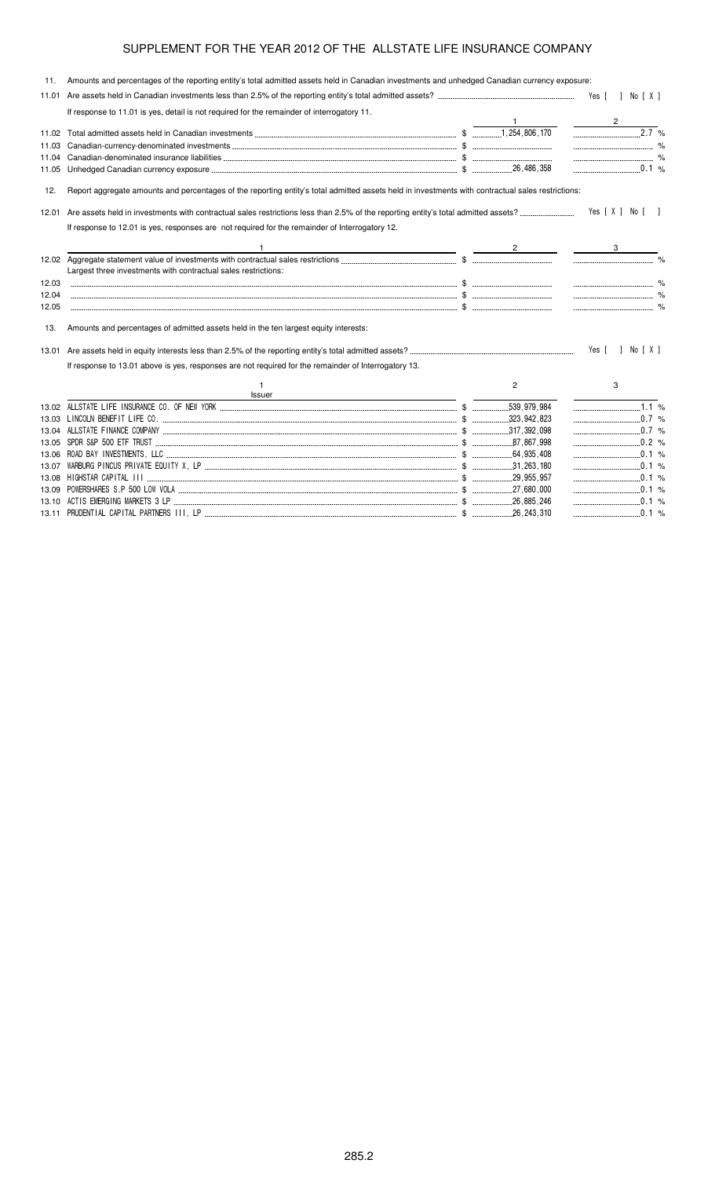# SUPPLEMENT FOR THE YEAR 2012 OF THE ALLSTATE LIFE INSURANCE COMPANY

11. Amounts and percentages of the reporting entity's total admitted assets held in Canadian investments and unhedged Canadian currency exposure:

11.01 Are assets held in Canadian investments less than 2.5% of the reporting entity's total admitted assets? Yes [ ] No [ X ]

If response to 11.01 is yes, detail is not required for the remainder of interrogatory 11.

| | | 1 | 2 |
|---|---|---|---|
| 11.02 | Total admitted assets held in Canadian investments | $ 1,254,806,170 | 2.7 % |
| 11.03 | Canadian-currency-denominated investments | $ | % |
| 11.04 | Canadian-denominated insurance liabilities | $ | % |
| 11.05 | Unhedged Canadian currency exposure | $ 26,486,358 | 0.1 % |

12. Report aggregate amounts and percentages of the reporting entity's total admitted assets held in investments with contractual sales restrictions:

12.01 Are assets held in investments with contractual sales restrictions less than 2.5% of the reporting entity's total admitted assets? Yes [ X ] No [ ]

If response to 12.01 is yes, responses are not required for the remainder of Interrogatory 12.

| | 1 | 2 | 3 |
|---|---|---|---|
| 12.02 | Aggregate statement value of investments with contractual sales restrictions | $ | % |
| | Largest three investments with contractual sales restrictions: | | |
| 12.03 | | $ | % |
| 12.04 | | $ | % |
| 12.05 | | $ | % |

13. Amounts and percentages of admitted assets held in the ten largest equity interests:

13.01 Are assets held in equity interests less than 2.5% of the reporting entity's total admitted assets? Yes [ ] No [ X ]

If response to 13.01 above is yes, responses are not required for the remainder of Interrogatory 13.

| | 1<br>Issuer | 2 | 3 |
|---|---|---|---|
| 13.02 | ALLSTATE LIFE INSURANCE CO. OF NEW YORK | $ 539,979,984 | 1.1 % |
| 13.03 | LINCOLN BENEFIT LIFE CO. | $ 323,942,823 | 0.7 % |
| 13.04 | ALLSTATE FINANCE COMPANY | $ 317,392,098 | 0.7 % |
| 13.05 | SPDR S&P 500 ETF TRUST | $ 87,867,998 | 0.2 % |
| 13.06 | ROAD BAY INVESTMENTS, LLC | $ 64,935,408 | 0.1 % |
| 13.07 | WARBURG PINCUS PRIVATE EQUITY X, LP | $ 31,263,180 | 0.1 % |
| 13.08 | HIGHSTAR CAPITAL III | $ 29,955,957 | 0.1 % |
| 13.09 | POWERSHARES S.P 500 LOW VOLA | $ 27,680,000 | 0.1 % |
| 13.10 | ACTIS EMERGING MARKETS 3 LP | $ 26,885,246 | 0.1 % |
| 13.11 | PRUDENTIAL CAPITAL PARTNERS III, LP | $ 26,243,310 | 0.1 % |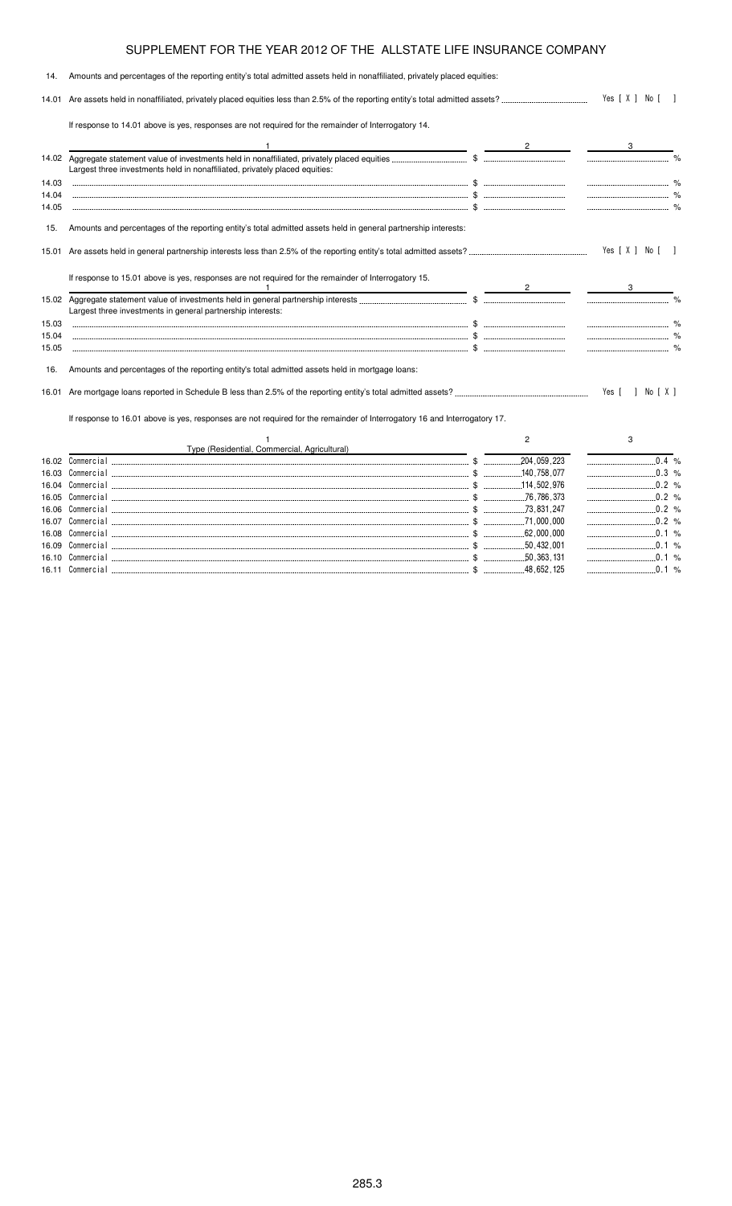## SUPPLEMENT FOR THE YEAR 2012 OF THE ALLSTATE LIFE INSURANCE COMPANY

14. Amounts and percentages of the reporting entity's total admitted assets held in nonaffiliated, privately placed equities:

14.01 Are assets held in nonaffiliated, privately placed equities less than 2.5% of the reporting entity's total admitted assets? Yes [ X ] No [ ]

If response to 14.01 above is yes, responses are not required for the remainder of Interrogatory 14.

| | 1 | 2 | 3 |
|---|---|---|---|
| 14.02 | Aggregate statement value of investments held in nonaffiliated, privately placed equities | $ | % |
| | Largest three investments held in nonaffiliated, privately placed equities: | | |
| 14.03 | | $ | % |
| 14.04 | | $ | % |
| 14.05 | | $ | % |

15. Amounts and percentages of the reporting entity's total admitted assets held in general partnership interests:

15.01 Are assets held in general partnership interests less than 2.5% of the reporting entity's total admitted assets? Yes [ X ] No [ ]

If response to 15.01 above is yes, responses are not required for the remainder of Interrogatory 15.

| | 1 | 2 | 3 |
|---|---|---|---|
| 15.02 | Aggregate statement value of investments held in general partnership interests | $ | % |
| | Largest three investments in general partnership interests: | | |
| 15.03 | | $ | % |
| 15.04 | | $ | % |
| 15.05 | | $ | % |

16. Amounts and percentages of the reporting entity's total admitted assets held in mortgage loans:

16.01 Are mortgage loans reported in Schedule B less than 2.5% of the reporting entity's total admitted assets? Yes [ ] No [ X ]

If response to 16.01 above is yes, responses are not required for the remainder of Interrogatory 16 and Interrogatory 17.

| | 1<br>Type (Residential, Commercial, Agricultural) | 2 | 3 |
|---|---|---|---|
| 16.02 | Commercial | $ 204,059,223 | 0.4 % |
| 16.03 | Commercial | $ 140,758,077 | 0.3 % |
| 16.04 | Commercial | $ 114,502,976 | 0.2 % |
| 16.05 | Commercial | $ 76,786,373 | 0.2 % |
| 16.06 | Commercial | $ 73,831,247 | 0.2 % |
| 16.07 | Commercial | $ 71,000,000 | 0.2 % |
| 16.08 | Commercial | $ 62,000,000 | 0.1 % |
| 16.09 | Commercial | $ 50,432,001 | 0.1 % |
| 16.10 | Commercial | $ 50,363,131 | 0.1 % |
| 16.11 | Commercial | $ 48,652,125 | 0.1 % |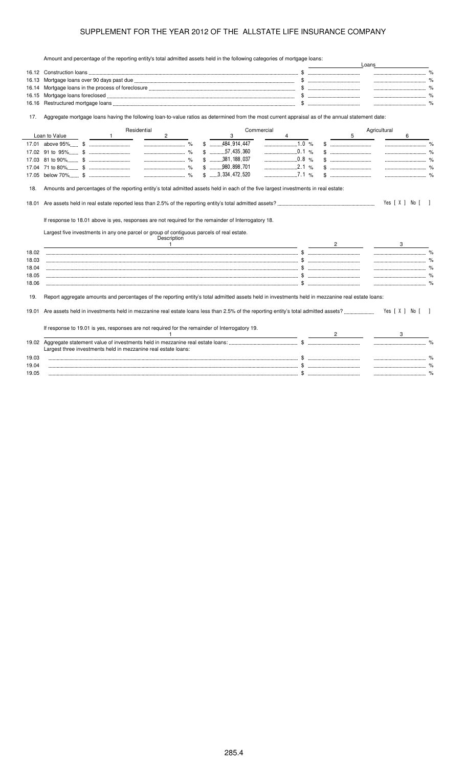# SUPPLEMENT FOR THE YEAR 2012 OF THE ALLSTATE LIFE INSURANCE COMPANY

Amount and percentage of the reporting entity's total admitted assets held in the following categories of mortgage loans:

| | | Loans | |
|---|---|---|---|
| 16.12 | Construction loans | $ | % |
| 16.13 | Mortgage loans over 90 days past due | $ | % |
| 16.14 | Mortgage loans in the process of foreclosure | $ | % |
| 16.15 | Mortgage loans foreclosed | $ | % |
| 16.16 | Restructured mortgage loans | $ | % |

17. Aggregate mortgage loans having the following loan-to-value ratios as determined from the most current appraisal as of the annual statement date:

| Loan to Value | Residential 1 | Residential 2 | Commercial 3 | Commercial 4 | Agricultural 5 | Agricultural 6 |
|---|---|---|---|---|---|---|
| 17.01 above 95% | $ | % | $ 484,914,447 | 1.0 % | $ | % |
| 17.02 91 to 95% | $ | % | $ 57,435,360 | 0.1 % | $ | % |
| 17.03 81 to 90% | $ | % | $ 381,188,037 | 0.8 % | $ | % |
| 17.04 71 to 80% | $ | % | $ 980,898,701 | 2.1 % | $ | % |
| 17.05 below 70% | $ | % | $ 3,334,472,520 | 7.1 % | $ | % |

18. Amounts and percentages of the reporting entity's total admitted assets held in each of the five largest investments in real estate:

18.01 Are assets held in real estate reported less than 2.5% of the reporting entity's total admitted assets? Yes [ X ] No [ ]

If response to 18.01 above is yes, responses are not required for the remainder of Interrogatory 18.

Largest five investments in any one parcel or group of contiguous parcels of real estate.

| | Description 1 | 2 | 3 |
|---|---|---|---|
| 18.02 | | $ | % |
| 18.03 | | $ | % |
| 18.04 | | $ | % |
| 18.05 | | $ | % |
| 18.06 | | $ | % |

19. Report aggregate amounts and percentages of the reporting entity's total admitted assets held in investments held in mezzanine real estate loans:

19.01 Are assets held in investments held in mezzanine real estate loans less than 2.5% of the reporting entity's total admitted assets? Yes [ X ] No [ ]

If response to 19.01 is yes, responses are not required for the remainder of Interrogatory 19.

| | 1 | 2 | 3 |
|---|---|---|---|
| 19.02 | Aggregate statement value of investments held in mezzanine real estate loans: | $ | % |
| | Largest three investments held in mezzanine real estate loans: | | |
| 19.03 | | $ | % |
| 19.04 | | $ | % |
| 19.05 | | $ | % |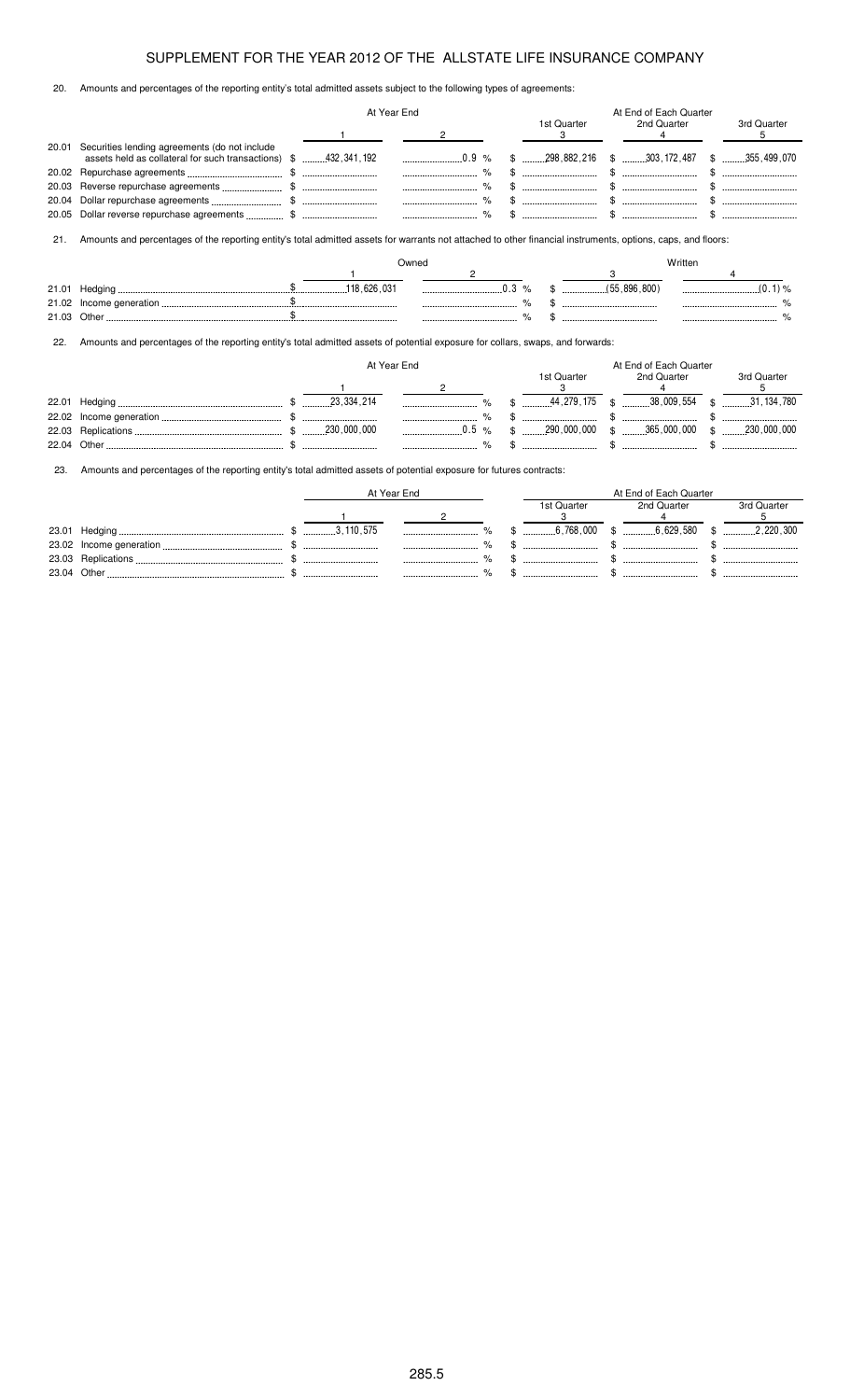# SUPPLEMENT FOR THE YEAR 2012 OF THE ALLSTATE LIFE INSURANCE COMPANY

20. Amounts and percentages of the reporting entity's total admitted assets subject to the following types of agreements:

| | At Year End 1 | At Year End 2 | At End of Each Quarter 1st Quarter 3 | At End of Each Quarter 2nd Quarter 4 | At End of Each Quarter 3rd Quarter 5 |
|---|---|---|---|---|---|
| 20.01 Securities lending agreements (do not include assets held as collateral for such transactions) | $ 432,341,192 | 0.9 % | $ 298,882,216 | $ 303,172,487 | $ 355,499,070 |
| 20.02 Repurchase agreements | $ | % | $ | $ | $ |
| 20.03 Reverse repurchase agreements | $ | % | $ | $ | $ |
| 20.04 Dollar repurchase agreements | $ | % | $ | $ | $ |
| 20.05 Dollar reverse repurchase agreements | $ | % | $ | $ | $ |

21. Amounts and percentages of the reporting entity's total admitted assets for warrants not attached to other financial instruments, options, caps, and floors:

| | Owned 1 | Owned 2 | Written 3 | Written 4 |
|---|---|---|---|---|
| 21.01 Hedging | $ 118,626,031 | 0.3 % | $ (55,896,800) | (0.1) % |
| 21.02 Income generation | $ | % | $ | % |
| 21.03 Other | $ | % | $ | % |

22. Amounts and percentages of the reporting entity's total admitted assets of potential exposure for collars, swaps, and forwards:

| | At Year End 1 | At Year End 2 | At End of Each Quarter 1st Quarter 3 | At End of Each Quarter 2nd Quarter 4 | At End of Each Quarter 3rd Quarter 5 |
|---|---|---|---|---|---|
| 22.01 Hedging | $ 23,334,214 | % | $ 44,279,175 | $ 38,009,554 | $ 31,134,780 |
| 22.02 Income generation | $ | % | $ | $ | $ |
| 22.03 Replications | $ 230,000,000 | 0.5 % | $ 290,000,000 | $ 365,000,000 | $ 230,000,000 |
| 22.04 Other | $ | % | $ | $ | $ |

23. Amounts and percentages of the reporting entity's total admitted assets of potential exposure for futures contracts:

| | At Year End 1 | At Year End 2 | At End of Each Quarter 1st Quarter 3 | At End of Each Quarter 2nd Quarter 4 | At End of Each Quarter 3rd Quarter 5 |
|---|---|---|---|---|---|
| 23.01 Hedging | $ 3,110,575 | % | $ 6,768,000 | $ 6,629,580 | $ 2,220,300 |
| 23.02 Income generation | $ | % | $ | $ | $ |
| 23.03 Replications | $ | % | $ | $ | $ |
| 23.04 Other | $ | % | $ | $ | $ |